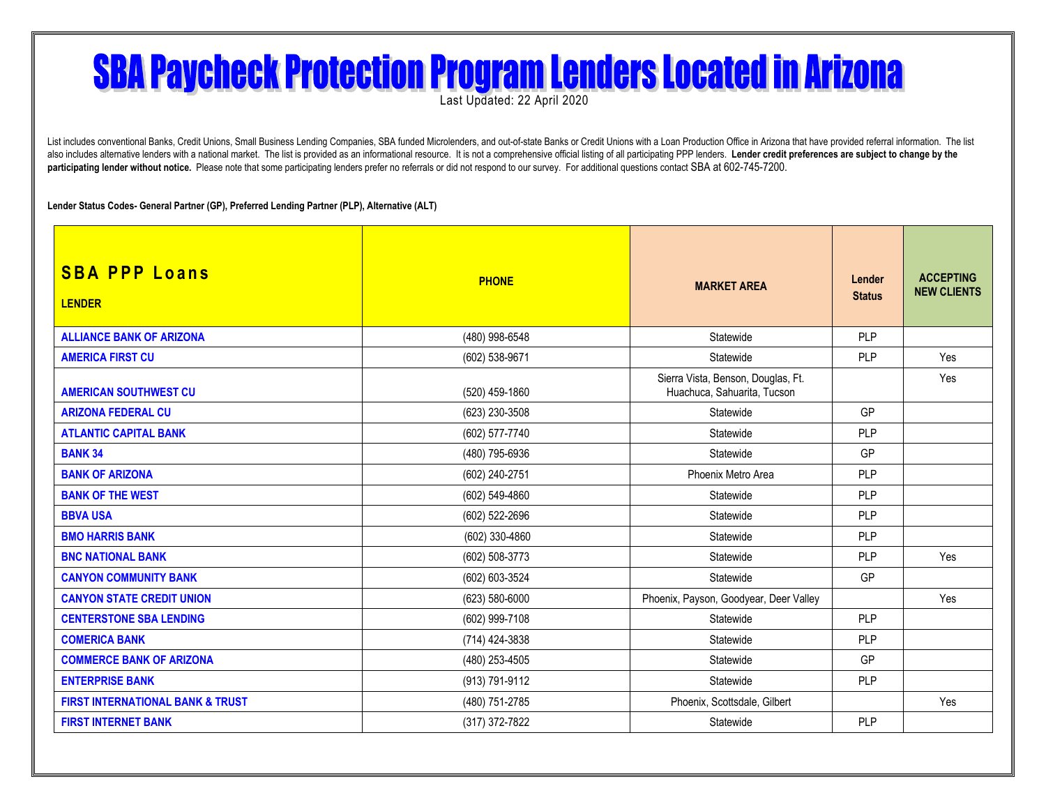# SBA Paycheck Protection Program Lenders Located in Arizona

Last Updated: 22 April 2020

List includes conventional Banks, Credit Unions, Small Business Lending Companies, SBA funded Microlenders, and out-of-state Banks or Credit Unions with a Loan Production Office in Arizona that have provided referral information. The list also includes alternative lenders with a national market. The list is provided as an informational resource. It is not a comprehensive official listing of all participating PPP lenders. **Lender credit preferences are subject to change by the participating lender without notice.** Please note that some participating lenders prefer no referrals or did not respond to our survey. For additional questions contact SBA at 602-745-7200.

**Lender Status Codes- General Partner (GP), Preferred Lending Partner (PLP), Alternative (ALT)**

| **SBA PPP Loans** **LENDER** | **PHONE** | **MARKET AREA** | **Lender Status** | **ACCEPTING NEW CLIENTS** |
|---|---|---|---|---|
| **ALLIANCE BANK OF ARIZONA** | (480) 998-6548 | Statewide | PLP | |
| **AMERICA FIRST CU** | (602) 538-9671 | Statewide | PLP | Yes |
| **AMERICAN SOUTHWEST CU** | (520) 459-1860 | Sierra Vista, Benson, Douglas, Ft. Huachuca, Sahuarita, Tucson | | Yes |
| **ARIZONA FEDERAL CU** | (623) 230-3508 | Statewide | GP | |
| **ATLANTIC CAPITAL BANK** | (602) 577-7740 | Statewide | PLP | |
| **BANK 34** | (480) 795-6936 | Statewide | GP | |
| **BANK OF ARIZONA** | (602) 240-2751 | Phoenix Metro Area | PLP | |
| **BANK OF THE WEST** | (602) 549-4860 | Statewide | PLP | |
| **BBVA USA** | (602) 522-2696 | Statewide | PLP | |
| **BMO HARRIS BANK** | (602) 330-4860 | Statewide | PLP | |
| **BNC NATIONAL BANK** | (602) 508-3773 | Statewide | PLP | Yes |
| **CANYON COMMUNITY BANK** | (602) 603-3524 | Statewide | GP | |
| **CANYON STATE CREDIT UNION** | (623) 580-6000 | Phoenix, Payson, Goodyear, Deer Valley | | Yes |
| **CENTERSTONE SBA LENDING** | (602) 999-7108 | Statewide | PLP | |
| **COMERICA BANK** | (714) 424-3838 | Statewide | PLP | |
| **COMMERCE BANK OF ARIZONA** | (480) 253-4505 | Statewide | GP | |
| **ENTERPRISE BANK** | (913) 791-9112 | Statewide | PLP | |
| **FIRST INTERNATIONAL BANK & TRUST** | (480) 751-2785 | Phoenix, Scottsdale, Gilbert | | Yes |
| **FIRST INTERNET BANK** | (317) 372-7822 | Statewide | PLP | |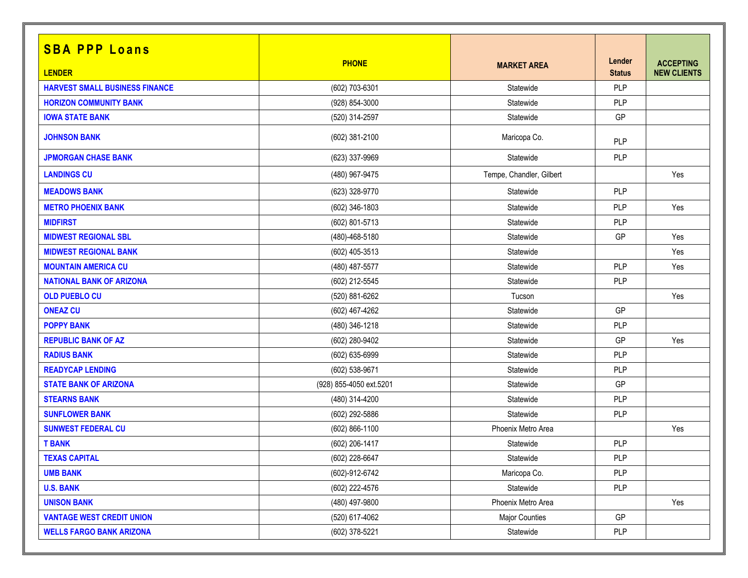| SBA PPP Loans<br>LENDER | PHONE | MARKET AREA | Lender Status | ACCEPTING NEW CLIENTS |
|---|---|---|---|---|
| HARVEST SMALL BUSINESS FINANCE | (602) 703-6301 | Statewide | PLP | |
| HORIZON COMMUNITY BANK | (928) 854-3000 | Statewide | PLP | |
| IOWA STATE BANK | (520) 314-2597 | Statewide | GP | |
| JOHNSON BANK | (602) 381-2100 | Maricopa Co. | PLP | |
| JPMORGAN CHASE BANK | (623) 337-9969 | Statewide | PLP | |
| LANDINGS CU | (480) 967-9475 | Tempe, Chandler, Gilbert | | Yes |
| MEADOWS BANK | (623) 328-9770 | Statewide | PLP | |
| METRO PHOENIX BANK | (602) 346-1803 | Statewide | PLP | Yes |
| MIDFIRST | (602) 801-5713 | Statewide | PLP | |
| MIDWEST REGIONAL SBL | (480)-468-5180 | Statewide | GP | Yes |
| MIDWEST REGIONAL BANK | (602) 405-3513 | Statewide | | Yes |
| MOUNTAIN AMERICA CU | (480) 487-5577 | Statewide | PLP | Yes |
| NATIONAL BANK OF ARIZONA | (602) 212-5545 | Statewide | PLP | |
| OLD PUEBLO CU | (520) 881-6262 | Tucson | | Yes |
| ONEAZ CU | (602) 467-4262 | Statewide | GP | |
| POPPY BANK | (480) 346-1218 | Statewide | PLP | |
| REPUBLIC BANK OF AZ | (602) 280-9402 | Statewide | GP | Yes |
| RADIUS BANK | (602) 635-6999 | Statewide | PLP | |
| READYCAP LENDING | (602) 538-9671 | Statewide | PLP | |
| STATE BANK OF ARIZONA | (928) 855-4050 ext.5201 | Statewide | GP | |
| STEARNS BANK | (480) 314-4200 | Statewide | PLP | |
| SUNFLOWER BANK | (602) 292-5886 | Statewide | PLP | |
| SUNWEST FEDERAL CU | (602) 866-1100 | Phoenix Metro Area | | Yes |
| T BANK | (602) 206-1417 | Statewide | PLP | |
| TEXAS CAPITAL | (602) 228-6647 | Statewide | PLP | |
| UMB BANK | (602)-912-6742 | Maricopa Co. | PLP | |
| U.S. BANK | (602) 222-4576 | Statewide | PLP | |
| UNISON BANK | (480) 497-9800 | Phoenix Metro Area | | Yes |
| VANTAGE WEST CREDIT UNION | (520) 617-4062 | Major Counties | GP | |
| WELLS FARGO BANK ARIZONA | (602) 378-5221 | Statewide | PLP | |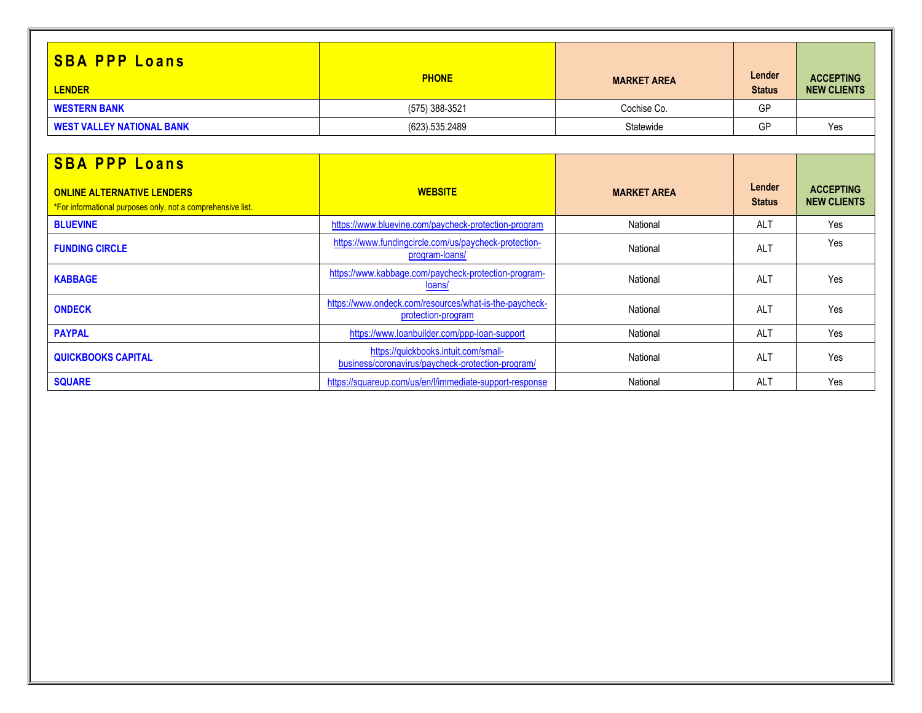## SBA PPP Loans

| LENDER | PHONE | MARKET AREA | Lender Status | ACCEPTING NEW CLIENTS |
|---|---|---|---|---|
| **WESTERN BANK** | (575) 388-3521 | Cochise Co. | GP | |
| **WEST VALLEY NATIONAL BANK** | (623).535.2489 | Statewide | GP | Yes |

## SBA PPP Loans

**ONLINE ALTERNATIVE LENDERS**

*For informational purposes only, not a comprehensive list.

| ONLINE ALTERNATIVE LENDERS | WEBSITE | MARKET AREA | Lender Status | ACCEPTING NEW CLIENTS |
|---|---|---|---|---|
| **BLUEVINE** | https://www.bluevine.com/paycheck-protection-program | National | ALT | Yes |
| **FUNDING CIRCLE** | https://www.fundingcircle.com/us/paycheck-protection-program-loans/ | National | ALT | Yes |
| **KABBAGE** | https://www.kabbage.com/paycheck-protection-program-loans/ | National | ALT | Yes |
| **ONDECK** | https://www.ondeck.com/resources/what-is-the-paycheck-protection-program | National | ALT | Yes |
| **PAYPAL** | https://www.loanbuilder.com/ppp-loan-support | National | ALT | Yes |
| **QUICKBOOKS CAPITAL** | https://quickbooks.intuit.com/small-business/coronavirus/paycheck-protection-program/ | National | ALT | Yes |
| **SQUARE** | https://squareup.com/us/en/l/immediate-support-response | National | ALT | Yes |